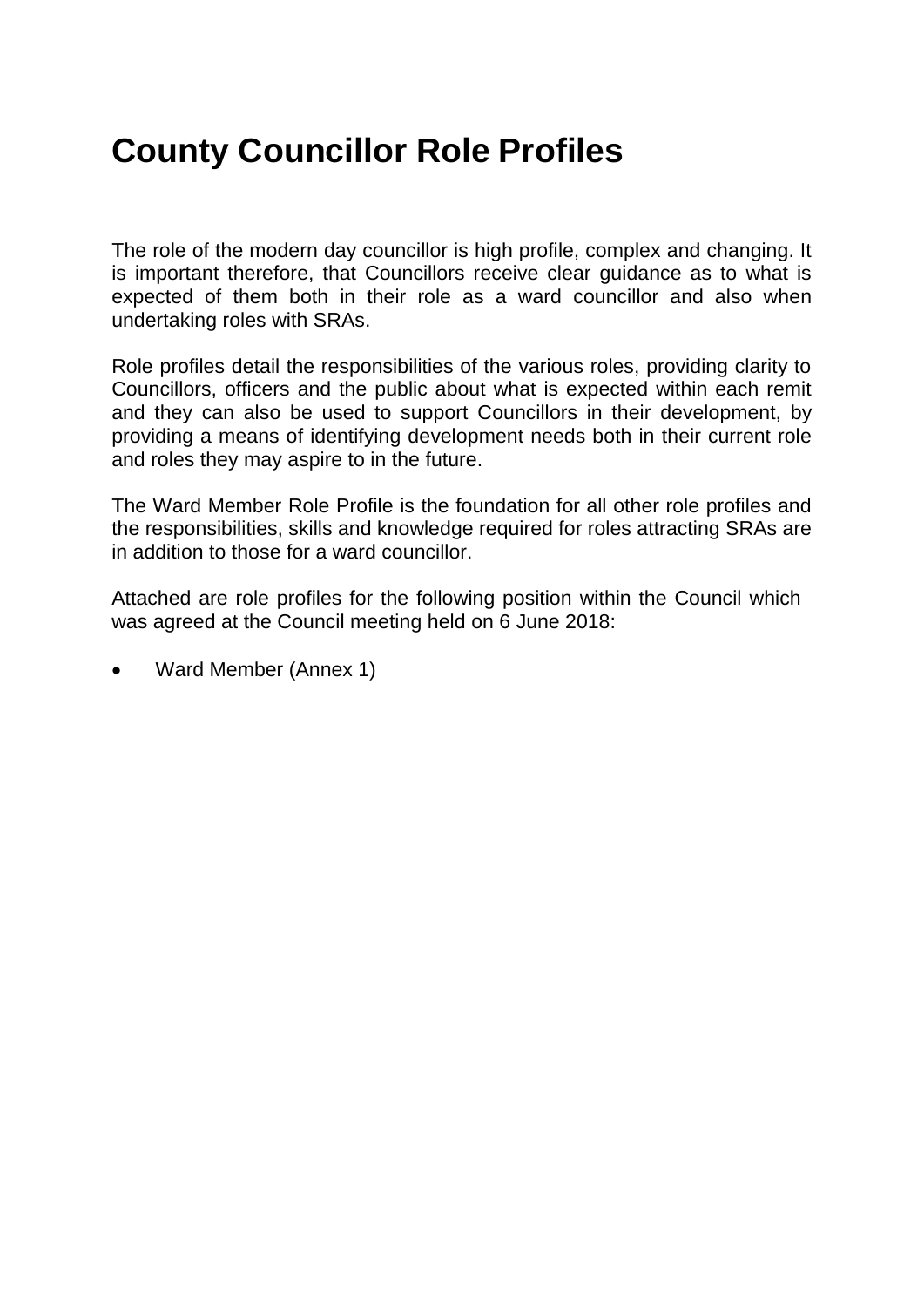# County Councillor Role Profiles

The role of the modern day councillor is high profile, complex and changing. It is important therefore, that Councillors receive clear guidance as to what is expected of them both in their role as a ward councillor and also when undertaking roles with SRAs.

Role profiles detail the responsibilities of the various roles, providing clarity to Councillors, officers and the public about what is expected within each remit and they can also be used to support Councillors in their development, by providing a means of identifying development needs both in their current role and roles they may aspire to in the future.

The Ward Member Role Profile is the foundation for all other role profiles and the responsibilities, skills and knowledge required for roles attracting SRAs are in addition to those for a ward councillor.

Attached are role profiles for the following position within the Council which was agreed at the Council meeting held on 6 June 2018:

- Ward Member (Annex 1)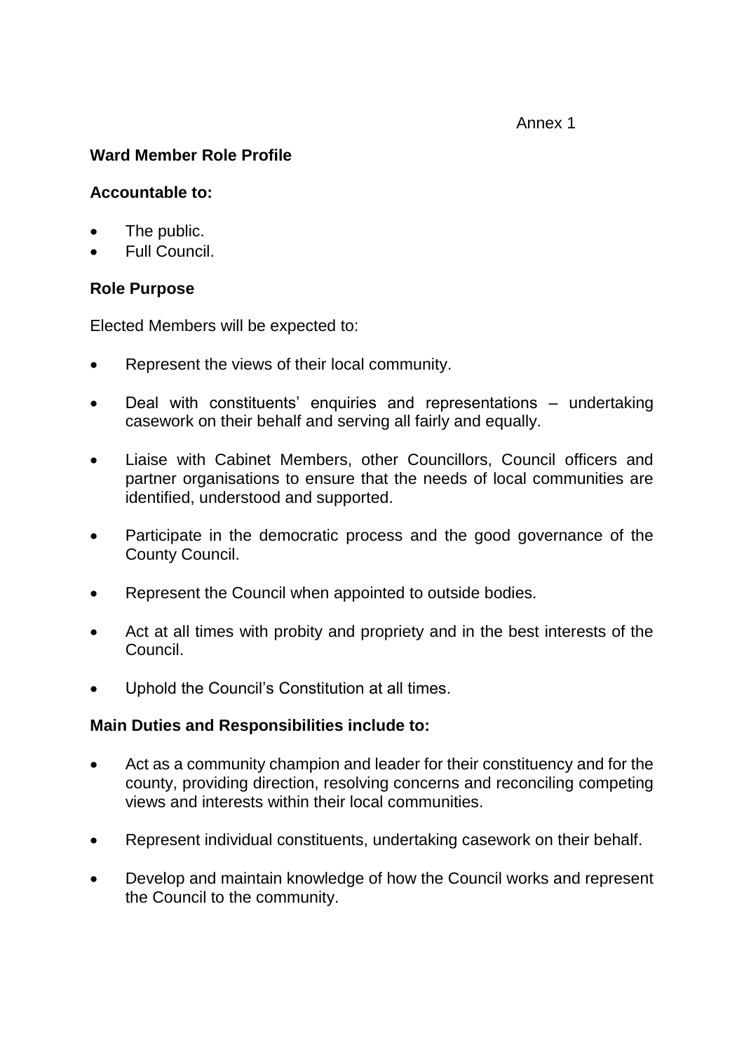Annex 1

**Ward Member Role Profile**

**Accountable to:**

- The public.
- Full Council.

**Role Purpose**

Elected Members will be expected to:

- Represent the views of their local community.
- Deal with constituents' enquiries and representations – undertaking casework on their behalf and serving all fairly and equally.
- Liaise with Cabinet Members, other Councillors, Council officers and partner organisations to ensure that the needs of local communities are identified, understood and supported.
- Participate in the democratic process and the good governance of the County Council.
- Represent the Council when appointed to outside bodies.
- Act at all times with probity and propriety and in the best interests of the Council.
- Uphold the Council's Constitution at all times.

**Main Duties and Responsibilities include to:**

- Act as a community champion and leader for their constituency and for the county, providing direction, resolving concerns and reconciling competing views and interests within their local communities.
- Represent individual constituents, undertaking casework on their behalf.
- Develop and maintain knowledge of how the Council works and represent the Council to the community.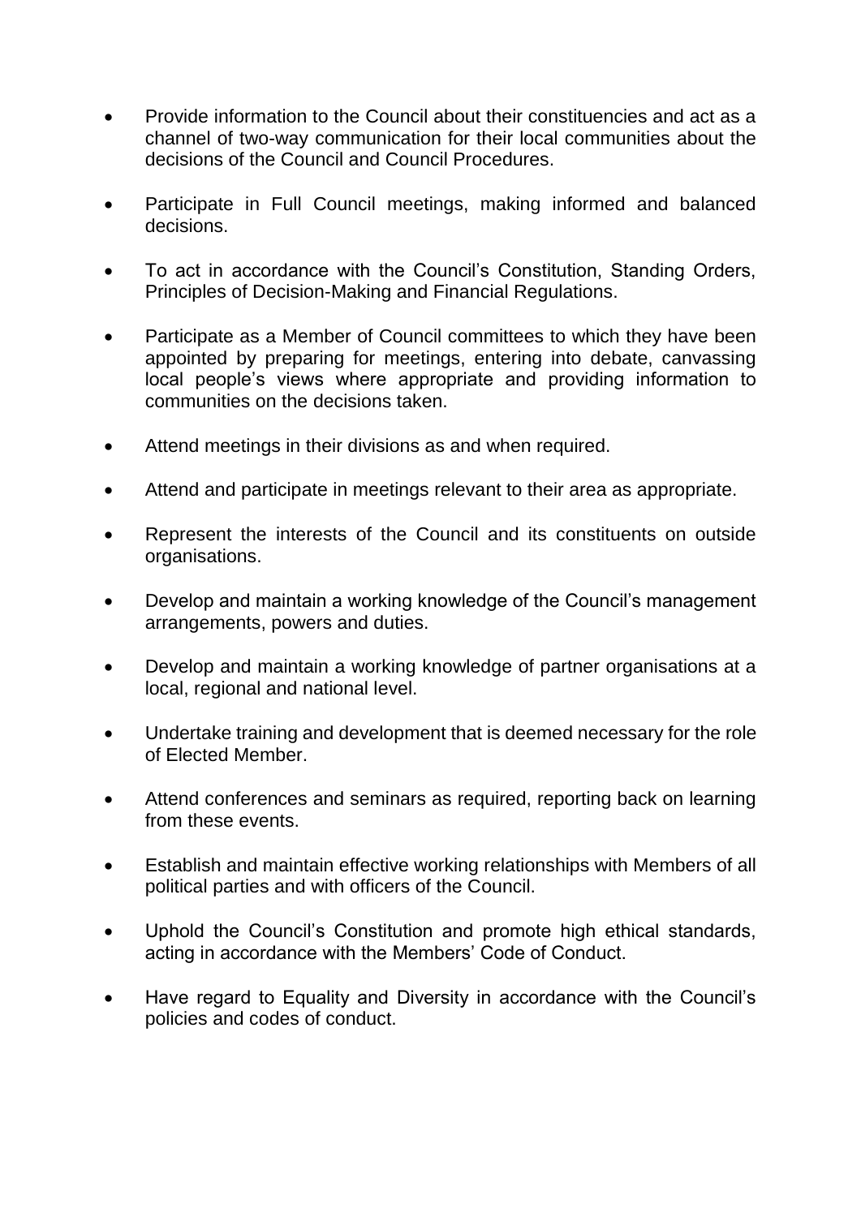- Provide information to the Council about their constituencies and act as a channel of two-way communication for their local communities about the decisions of the Council and Council Procedures.
- Participate in Full Council meetings, making informed and balanced decisions.
- To act in accordance with the Council's Constitution, Standing Orders, Principles of Decision-Making and Financial Regulations.
- Participate as a Member of Council committees to which they have been appointed by preparing for meetings, entering into debate, canvassing local people's views where appropriate and providing information to communities on the decisions taken.
- Attend meetings in their divisions as and when required.
- Attend and participate in meetings relevant to their area as appropriate.
- Represent the interests of the Council and its constituents on outside organisations.
- Develop and maintain a working knowledge of the Council's management arrangements, powers and duties.
- Develop and maintain a working knowledge of partner organisations at a local, regional and national level.
- Undertake training and development that is deemed necessary for the role of Elected Member.
- Attend conferences and seminars as required, reporting back on learning from these events.
- Establish and maintain effective working relationships with Members of all political parties and with officers of the Council.
- Uphold the Council's Constitution and promote high ethical standards, acting in accordance with the Members' Code of Conduct.
- Have regard to Equality and Diversity in accordance with the Council's policies and codes of conduct.